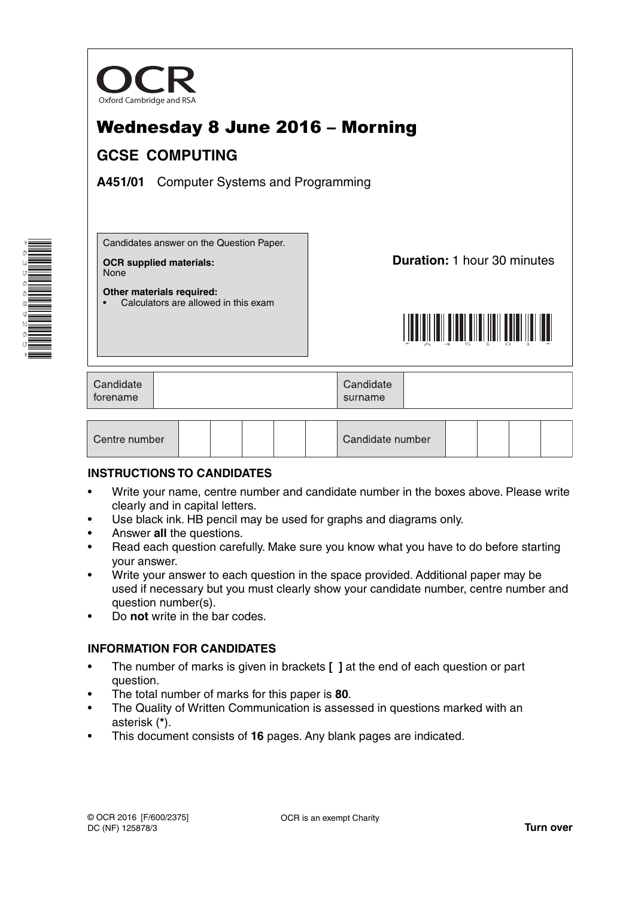OCR
Oxford Cambridge and RSA

# Wednesday 8 June 2016 – Morning

## GCSE COMPUTING

**A451/01** Computer Systems and Programming

Candidates answer on the Question Paper.

**OCR supplied materials:**
None

**Other materials required:**
- Calculators are allowed in this exam

**Duration:** 1 hour 30 minutes

| Candidate forename | | Candidate surname | |
|---|---|---|---|

| Centre number | | | | | | Candidate number | | | | |
|---|---|---|---|---|---|---|---|---|---|---|

### INSTRUCTIONS TO CANDIDATES

- Write your name, centre number and candidate number in the boxes above. Please write clearly and in capital letters.
- Use black ink. HB pencil may be used for graphs and diagrams only.
- Answer **all** the questions.
- Read each question carefully. Make sure you know what you have to do before starting your answer.
- Write your answer to each question in the space provided. Additional paper may be used if necessary but you must clearly show your candidate number, centre number and question number(s).
- Do **not** write in the bar codes.

### INFORMATION FOR CANDIDATES

- The number of marks is given in brackets **[ ]** at the end of each question or part question.
- The total number of marks for this paper is **80**.
- The Quality of Written Communication is assessed in questions marked with an asterisk (**\***).
- This document consists of **16** pages. Any blank pages are indicated.

© OCR 2016 [F/600/2375]
DC (NF) 125878/3

OCR is an exempt Charity

**Turn over**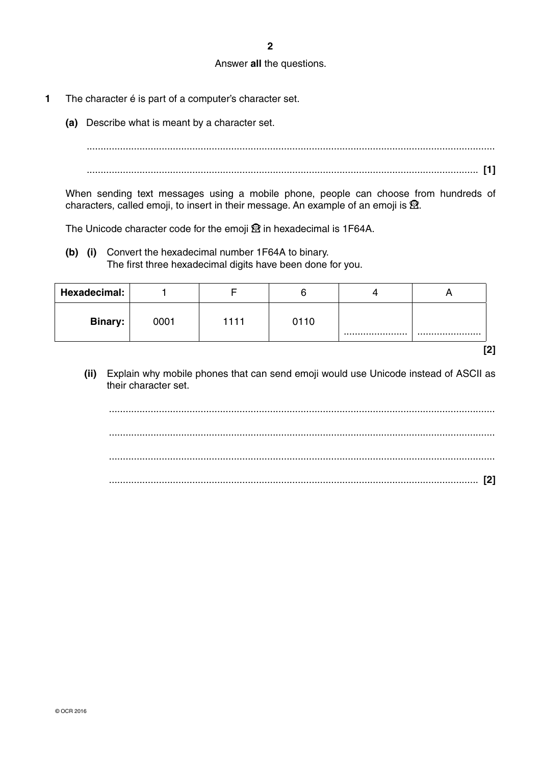Answer **all** the questions.

**1** The character é is part of a computer's character set.

**(a)** Describe what is meant by a character set.

.......................................................................................................................................

....................................................................................................................................... **[1]**

When sending text messages using a mobile phone, people can choose from hundreds of characters, called emoji, to insert in their message. An example of an emoji is 🙊.

The Unicode character code for the emoji 🙊 in hexadecimal is 1F64A.

**(b) (i)** Convert the hexadecimal number 1F64A to binary.
The first three hexadecimal digits have been done for you.

| **Hexadecimal:** | 1 | F | 6 | 4 | A |
|---|---|---|---|---|---|
| **Binary:** | 0001 | 1111 | 0110 | ........................ | ........................ |

**[2]**

**(ii)** Explain why mobile phones that can send emoji would use Unicode instead of ASCII as their character set.

.......................................................................................................................................

.......................................................................................................................................

.......................................................................................................................................

....................................................................................................................................... **[2]**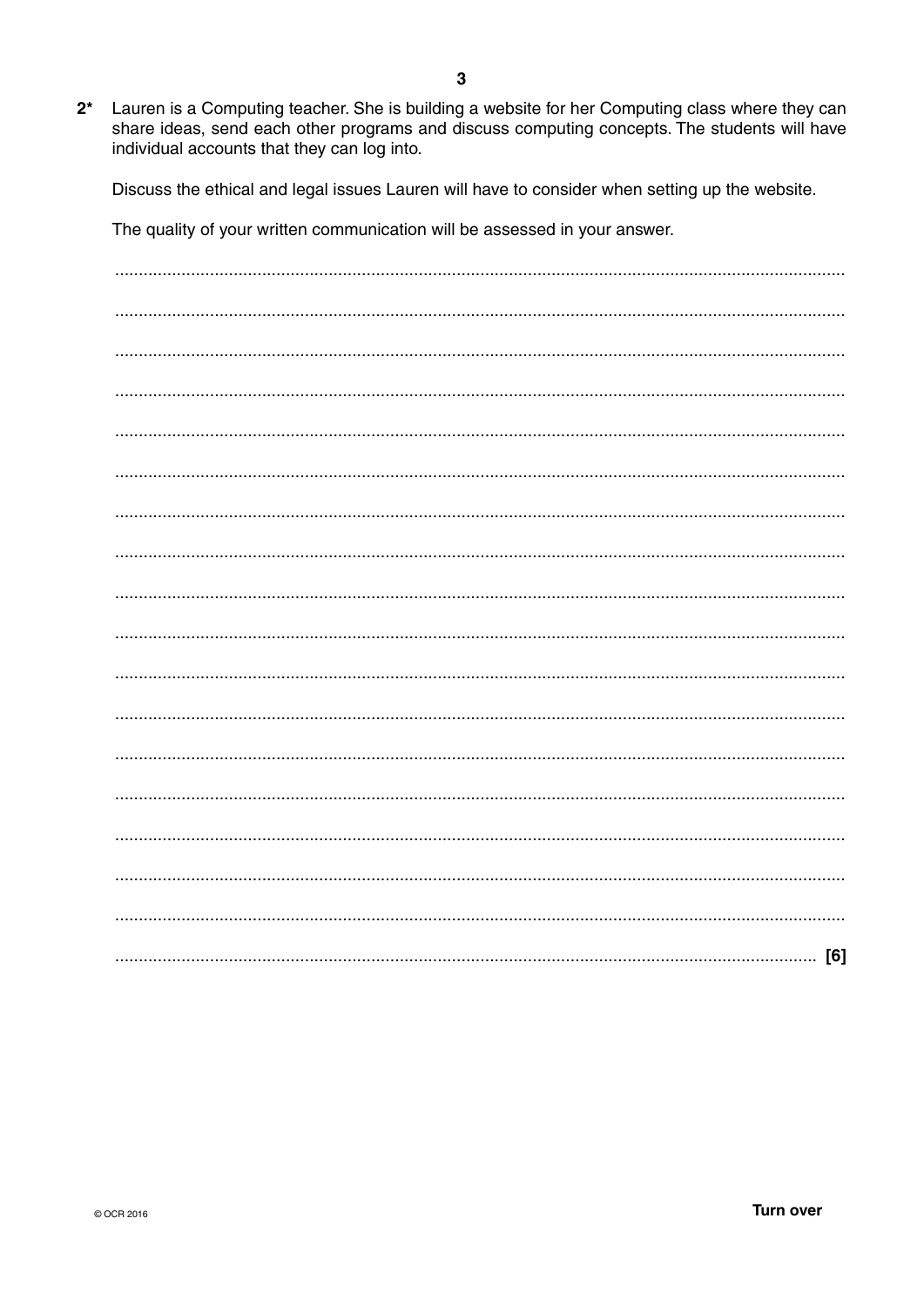2* Lauren is a Computing teacher. She is building a website for her Computing class where they can share ideas, send each other programs and discuss computing concepts. The students will have individual accounts that they can log into.

Discuss the ethical and legal issues Lauren will have to consider when setting up the website.

The quality of your written communication will be assessed in your answer.

[6]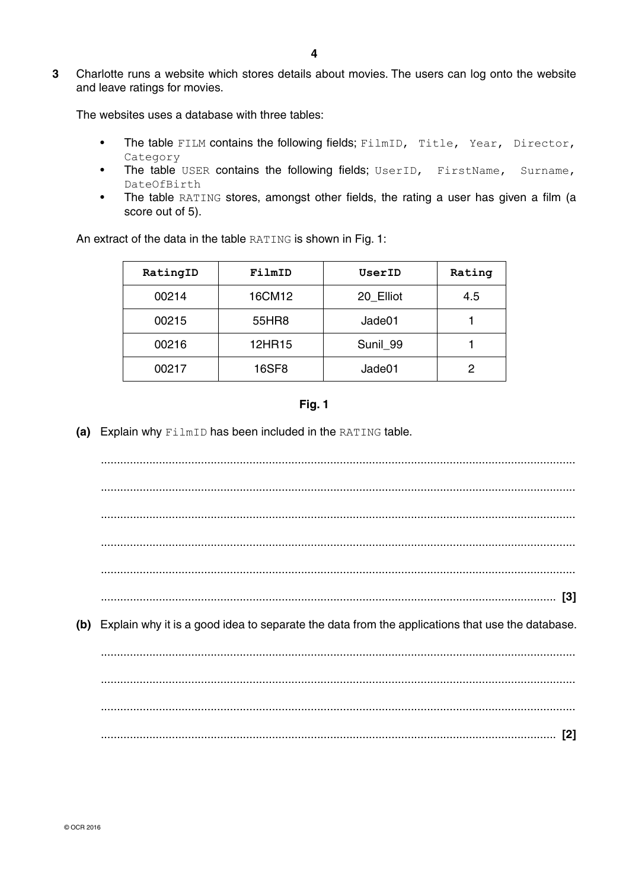**3** Charlotte runs a website which stores details about movies. The users can log onto the website and leave ratings for movies.

The websites uses a database with three tables:

- The table `FILM` contains the following fields; `FilmID, Title, Year, Director, Category`
- The table `USER` contains the following fields; `UserID, FirstName, Surname, DateOfBirth`
- The table `RATING` stores, amongst other fields, the rating a user has given a film (a score out of 5).

An extract of the data in the table `RATING` is shown in Fig. 1:

| RatingID | FilmID | UserID | Rating |
|---|---|---|---|
| 00214 | 16CM12 | 20_Elliot | 4.5 |
| 00215 | 55HR8 | Jade01 | 1 |
| 00216 | 12HR15 | Sunil_99 | 1 |
| 00217 | 16SF8 | Jade01 | 2 |

**Fig. 1**

**(a)** Explain why `FilmID` has been included in the `RATING` table.

........................................................................................................................................

........................................................................................................................................

........................................................................................................................................

........................................................................................................................................

........................................................................................................................................

.................................................................................................................................. **[3]**

**(b)** Explain why it is a good idea to separate the data from the applications that use the database.

........................................................................................................................................

........................................................................................................................................

........................................................................................................................................

.................................................................................................................................. **[2]**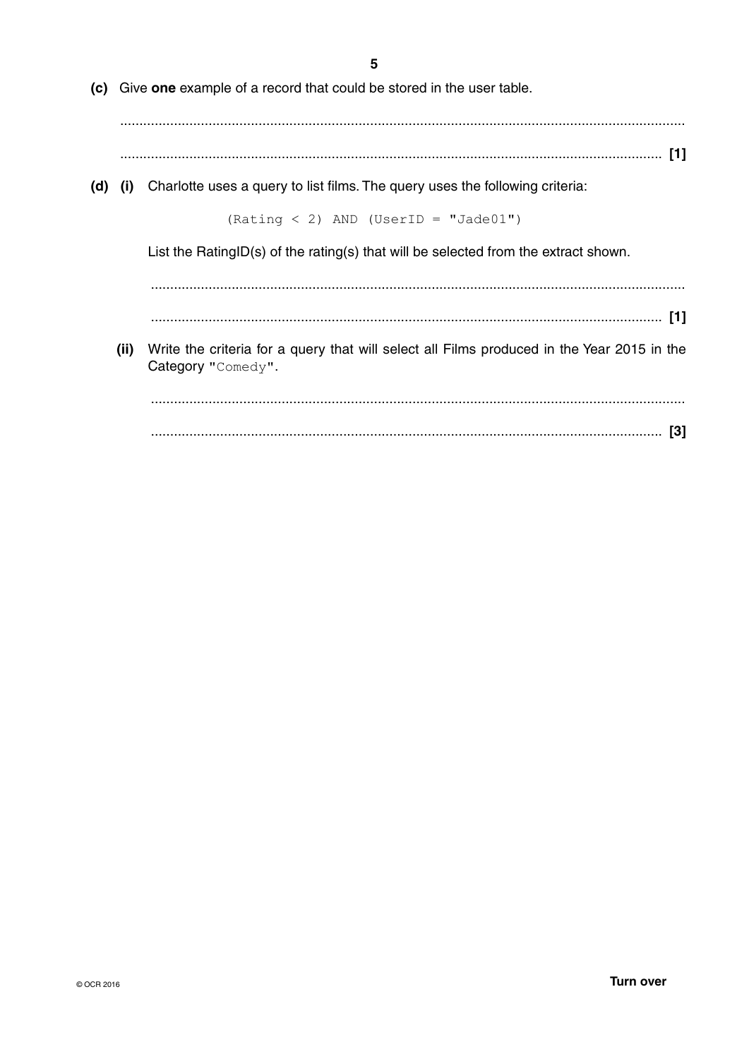**(c)** Give **one** example of a record that could be stored in the user table.

........................................................................................................................................

.................................................................................................................................. **[1]**

**(d) (i)** Charlotte uses a query to list films. The query uses the following criteria:

```
(Rating < 2) AND (UserID = "Jade01")
```

List the RatingID(s) of the rating(s) that will be selected from the extract shown.

........................................................................................................................................

.................................................................................................................................. **[1]**

**(ii)** Write the criteria for a query that will select all Films produced in the Year 2015 in the Category "`Comedy`".

........................................................................................................................................

.................................................................................................................................. **[3]**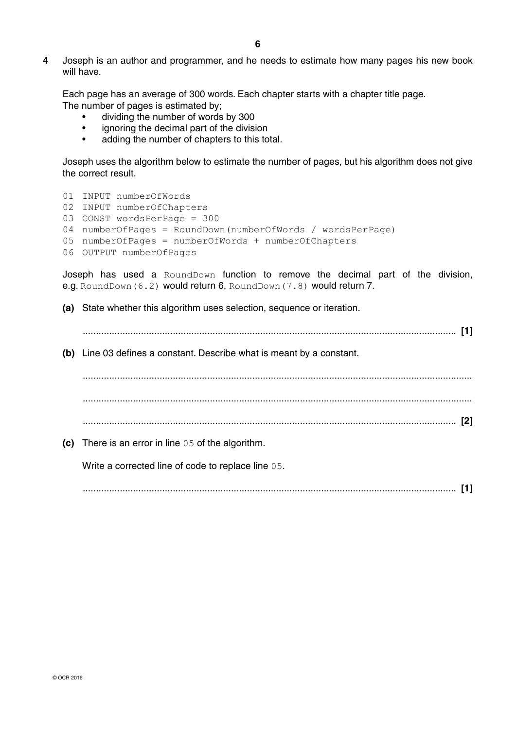**4** Joseph is an author and programmer, and he needs to estimate how many pages his new book will have.

Each page has an average of 300 words. Each chapter starts with a chapter title page.
The number of pages is estimated by;

- dividing the number of words by 300
- ignoring the decimal part of the division
- adding the number of chapters to this total.

Joseph uses the algorithm below to estimate the number of pages, but his algorithm does not give the correct result.

```
01  INPUT numberOfWords
02  INPUT numberOfChapters
03  CONST wordsPerPage = 300
04  numberOfPages = RoundDown(numberOfWords / wordsPerPage)
05  numberOfPages = numberOfWords + numberOfChapters
06  OUTPUT numberOfPages
```

Joseph has used a `RoundDown` function to remove the decimal part of the division, e.g. `RoundDown(6.2)` would return 6, `RoundDown(7.8)` would return 7.

**(a)** State whether this algorithm uses selection, sequence or iteration.

........................................................................................................................................ **[1]**

**(b)** Line 03 defines a constant. Describe what is meant by a constant.

........................................................................................................................................

........................................................................................................................................

........................................................................................................................................ **[2]**

**(c)** There is an error in line `05` of the algorithm.

Write a corrected line of code to replace line `05`.

........................................................................................................................................ **[1]**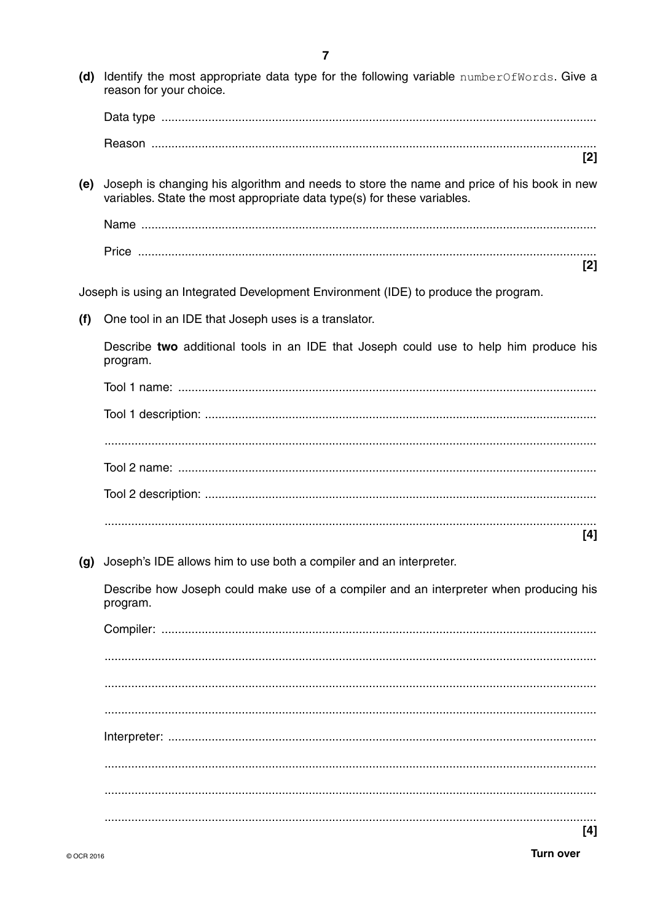**(d)** Identify the most appropriate data type for the following variable `numberOfWords`. Give a reason for your choice.

Data type ..........................................................................................................................

Reason ..........................................................................................................................

**[2]**

**(e)** Joseph is changing his algorithm and needs to store the name and price of his book in new variables. State the most appropriate data type(s) for these variables.

Name ..........................................................................................................................

Price ..........................................................................................................................

**[2]**

Joseph is using an Integrated Development Environment (IDE) to produce the program.

**(f)** One tool in an IDE that Joseph uses is a translator.

Describe **two** additional tools in an IDE that Joseph could use to help him produce his program.

Tool 1 name: ..........................................................................................................................

Tool 1 description: ..........................................................................................................................

..........................................................................................................................

Tool 2 name: ..........................................................................................................................

Tool 2 description: ..........................................................................................................................

..........................................................................................................................

**[4]**

**(g)** Joseph's IDE allows him to use both a compiler and an interpreter.

Describe how Joseph could make use of a compiler and an interpreter when producing his program.

Compiler: ..........................................................................................................................

..........................................................................................................................

..........................................................................................................................

..........................................................................................................................

Interpreter: ..........................................................................................................................

..........................................................................................................................

..........................................................................................................................

..........................................................................................................................

**[4]**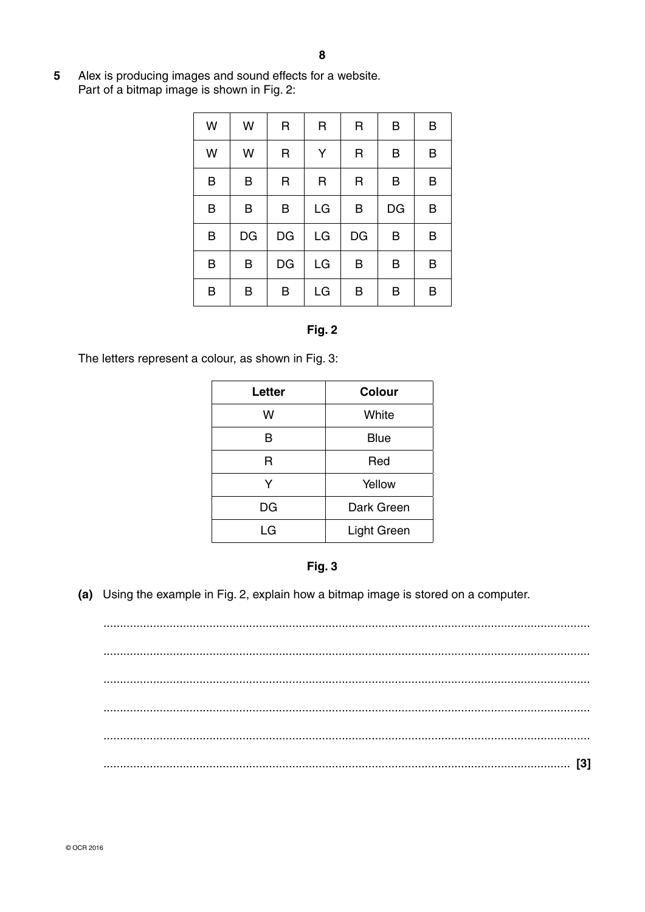**5** Alex is producing images and sound effects for a website.
Part of a bitmap image is shown in Fig. 2:

| | | | | | | |
|---|---|---|---|---|---|---|
| W | W | R | R | R | B | B |
| W | W | R | Y | R | B | B |
| B | B | R | R | R | B | B |
| B | B | B | LG | B | DG | B |
| B | DG | DG | LG | DG | B | B |
| B | B | DG | LG | B | B | B |
| B | B | B | LG | B | B | B |

**Fig. 2**

The letters represent a colour, as shown in Fig. 3:

| Letter | Colour |
|---|---|
| W | White |
| B | Blue |
| R | Red |
| Y | Yellow |
| DG | Dark Green |
| LG | Light Green |

**Fig. 3**

**(a)** Using the example in Fig. 2, explain how a bitmap image is stored on a computer.

...........................................................................................................................................

...........................................................................................................................................

...........................................................................................................................................

...........................................................................................................................................

...........................................................................................................................................

........................................................................................................................................ **[3]**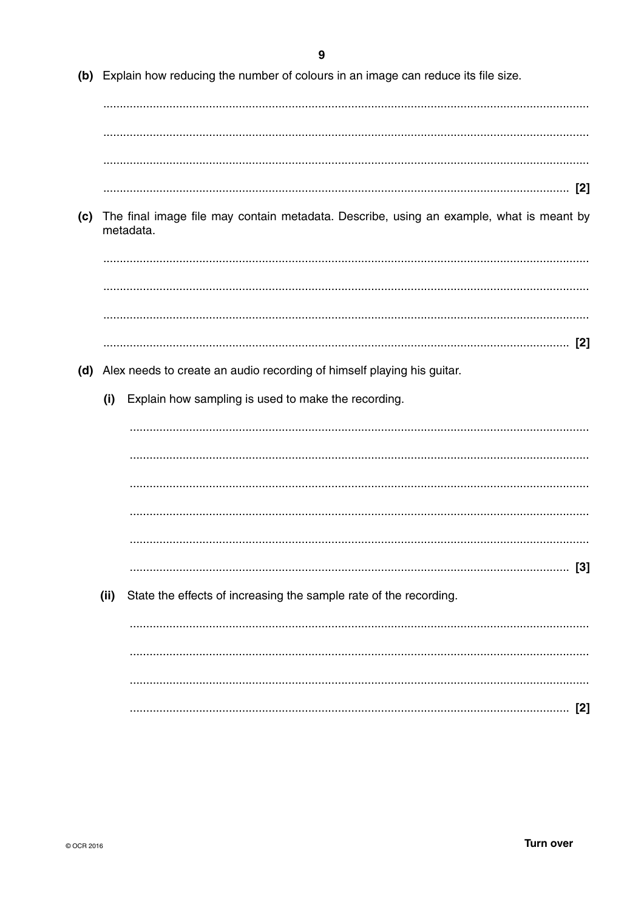**(b)** Explain how reducing the number of colours in an image can reduce its file size.

.......................................................................................................................................

.......................................................................................................................................

.......................................................................................................................................

....................................................................................................................................... **[2]**

**(c)** The final image file may contain metadata. Describe, using an example, what is meant by metadata.

.......................................................................................................................................

.......................................................................................................................................

.......................................................................................................................................

....................................................................................................................................... **[2]**

**(d)** Alex needs to create an audio recording of himself playing his guitar.

**(i)** Explain how sampling is used to make the recording.

.......................................................................................................................................

.......................................................................................................................................

.......................................................................................................................................

.......................................................................................................................................

.......................................................................................................................................

....................................................................................................................................... **[3]**

**(ii)** State the effects of increasing the sample rate of the recording.

.......................................................................................................................................

.......................................................................................................................................

.......................................................................................................................................

....................................................................................................................................... **[2]**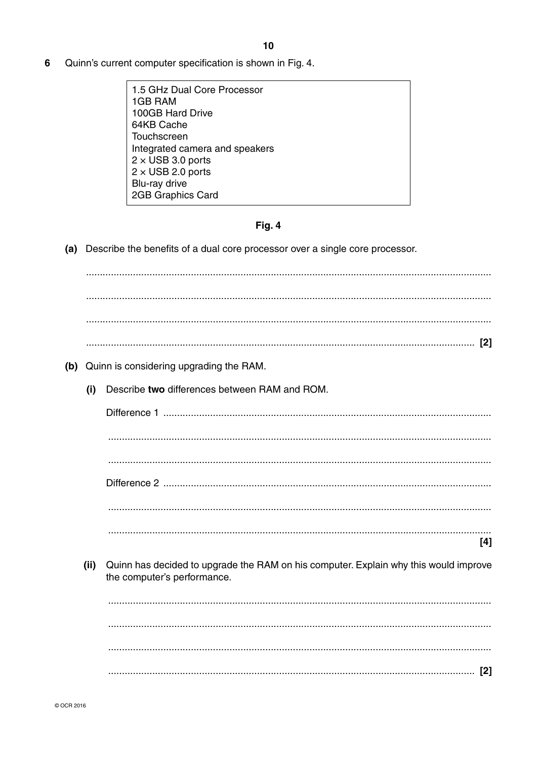6 Quinn's current computer specification is shown in Fig. 4.

| |
|---|
| 1.5 GHz Dual Core Processor<br>1GB RAM<br>100GB Hard Drive<br>64KB Cache<br>Touchscreen<br>Integrated camera and speakers<br>2 × USB 3.0 ports<br>2 × USB 2.0 ports<br>Blu-ray drive<br>2GB Graphics Card |

**Fig. 4**

**(a)** Describe the benefits of a dual core processor over a single core processor.

.......................................................................................................................................

.......................................................................................................................................

.......................................................................................................................................

....................................................................................................................................... [2]

**(b)** Quinn is considering upgrading the RAM.

**(i)** Describe **two** differences between RAM and ROM.

Difference 1 .......................................................................................................................

.......................................................................................................................................

.......................................................................................................................................

Difference 2 .......................................................................................................................

.......................................................................................................................................

....................................................................................................................................... [4]

**(ii)** Quinn has decided to upgrade the RAM on his computer. Explain why this would improve the computer's performance.

.......................................................................................................................................

.......................................................................................................................................

.......................................................................................................................................

....................................................................................................................................... [2]

© OCR 2016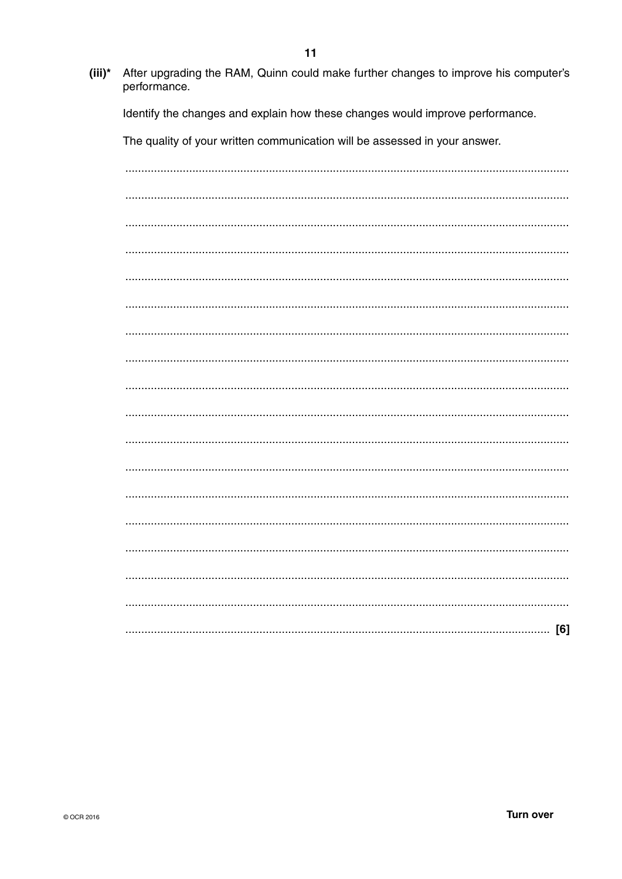**(iii)*** After upgrading the RAM, Quinn could make further changes to improve his computer's performance.

Identify the changes and explain how these changes would improve performance.

The quality of your written communication will be assessed in your answer.

..........................................................................................................................................

..........................................................................................................................................

..........................................................................................................................................

..........................................................................................................................................

..........................................................................................................................................

..........................................................................................................................................

..........................................................................................................................................

..........................................................................................................................................

..........................................................................................................................................

..........................................................................................................................................

..........................................................................................................................................

..........................................................................................................................................

..........................................................................................................................................

..........................................................................................................................................

..........................................................................................................................................

..........................................................................................................................................

..........................................................................................................................................

.................................................................................................................................... [6]

**Turn over**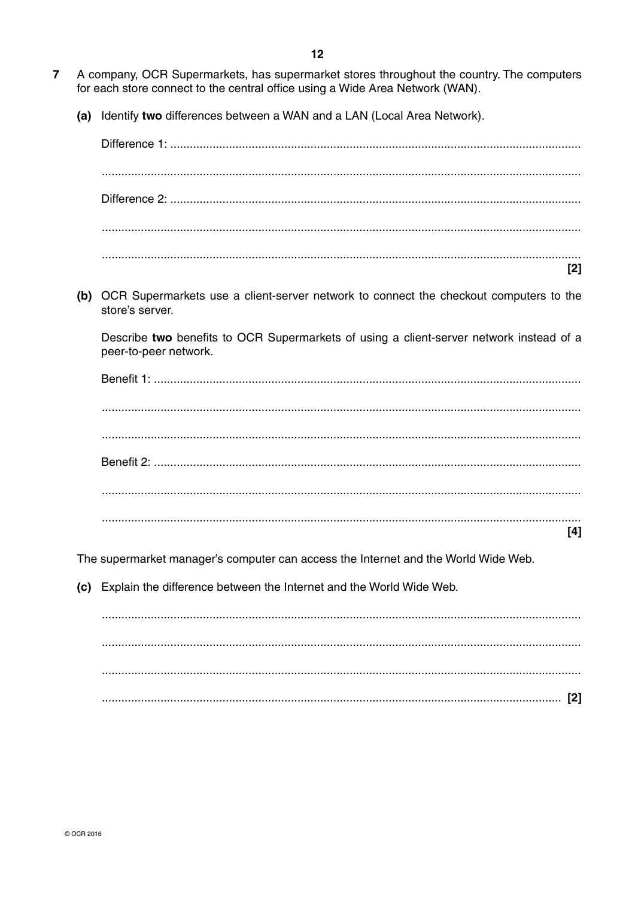**7** A company, OCR Supermarkets, has supermarket stores throughout the country. The computers for each store connect to the central office using a Wide Area Network (WAN).

**(a)** Identify **two** differences between a WAN and a LAN (Local Area Network).

Difference 1: ..........................................................................................................................

..........................................................................................................................................

Difference 2: ..........................................................................................................................

..........................................................................................................................................

.......................................................................................................................................... **[2]**

**(b)** OCR Supermarkets use a client-server network to connect the checkout computers to the store's server.

Describe **two** benefits to OCR Supermarkets of using a client-server network instead of a peer-to-peer network.

Benefit 1: ..............................................................................................................................

..........................................................................................................................................

..........................................................................................................................................

Benefit 2: ..............................................................................................................................

..........................................................................................................................................

.......................................................................................................................................... **[4]**

The supermarket manager's computer can access the Internet and the World Wide Web.

**(c)** Explain the difference between the Internet and the World Wide Web.

..........................................................................................................................................

..........................................................................................................................................

..........................................................................................................................................

.......................................................................................................................................... **[2]**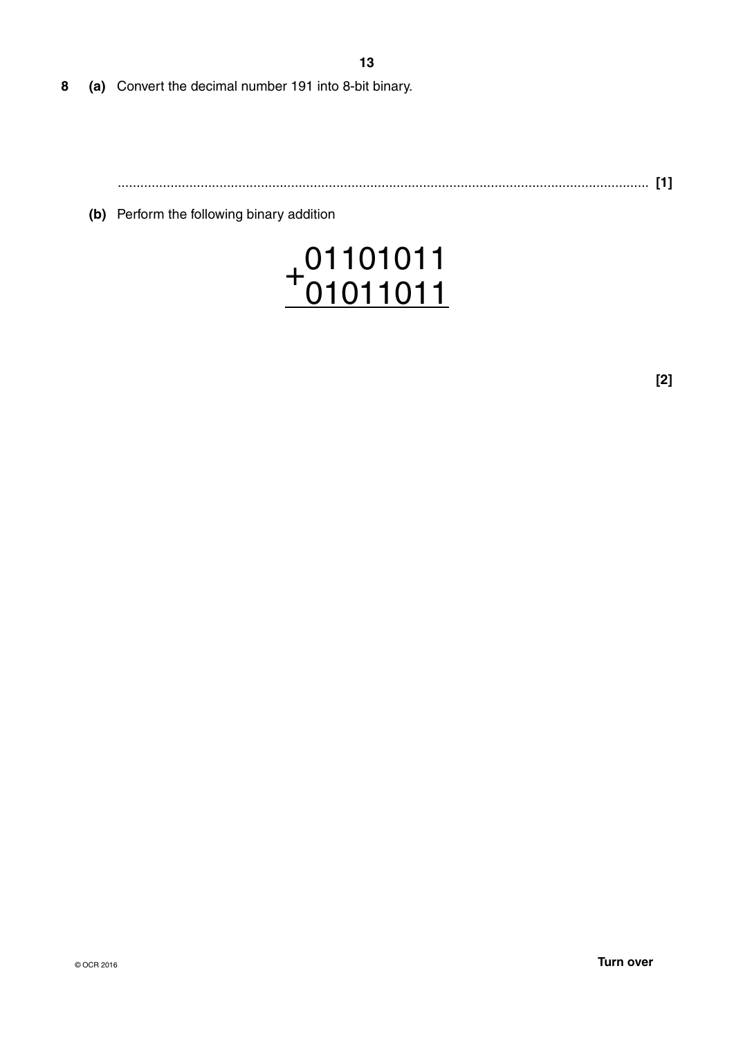**8 (a)** Convert the decimal number 191 into 8-bit binary.

........................................................................................................................................ **[1]**

**(b)** Perform the following binary addition

```
 01101011
+01011011
---------
```

**[2]**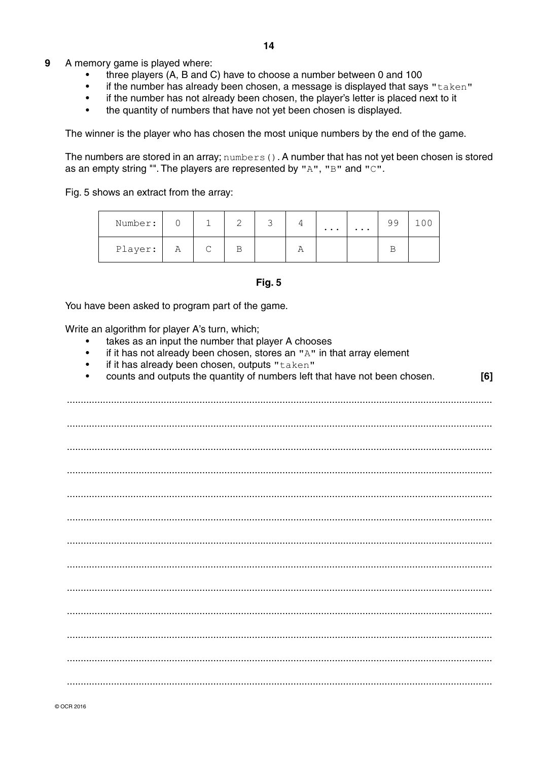**9** A memory game is played where:

- three players (A, B and C) have to choose a number between 0 and 100
- if the number has already been chosen, a message is displayed that says `"taken"`
- if the number has not already been chosen, the player's letter is placed next to it
- the quantity of numbers that have not yet been chosen is displayed.

The winner is the player who has chosen the most unique numbers by the end of the game.

The numbers are stored in an array; `numbers()`. A number that has not yet been chosen is stored as an empty string "". The players are represented by `"A"`, `"B"` and `"C"`.

Fig. 5 shows an extract from the array:

| Number: | 0 | 1 | 2 | 3 | 4 | ... | ... | 99 | 100 |
|---|---|---|---|---|---|---|---|---|---|
| Player: | A | C | B | | A | | | B | |

**Fig. 5**

You have been asked to program part of the game.

Write an algorithm for player A's turn, which;

- takes as an input the number that player A chooses
- if it has not already been chosen, stores an `"A"` in that array element
- if it has already been chosen, outputs `"taken"`
- counts and outputs the quantity of numbers left that have not been chosen. **[6]**

........................................................................................................................................

........................................................................................................................................

........................................................................................................................................

........................................................................................................................................

........................................................................................................................................

........................................................................................................................................

........................................................................................................................................

........................................................................................................................................

........................................................................................................................................

........................................................................................................................................

........................................................................................................................................

........................................................................................................................................

........................................................................................................................................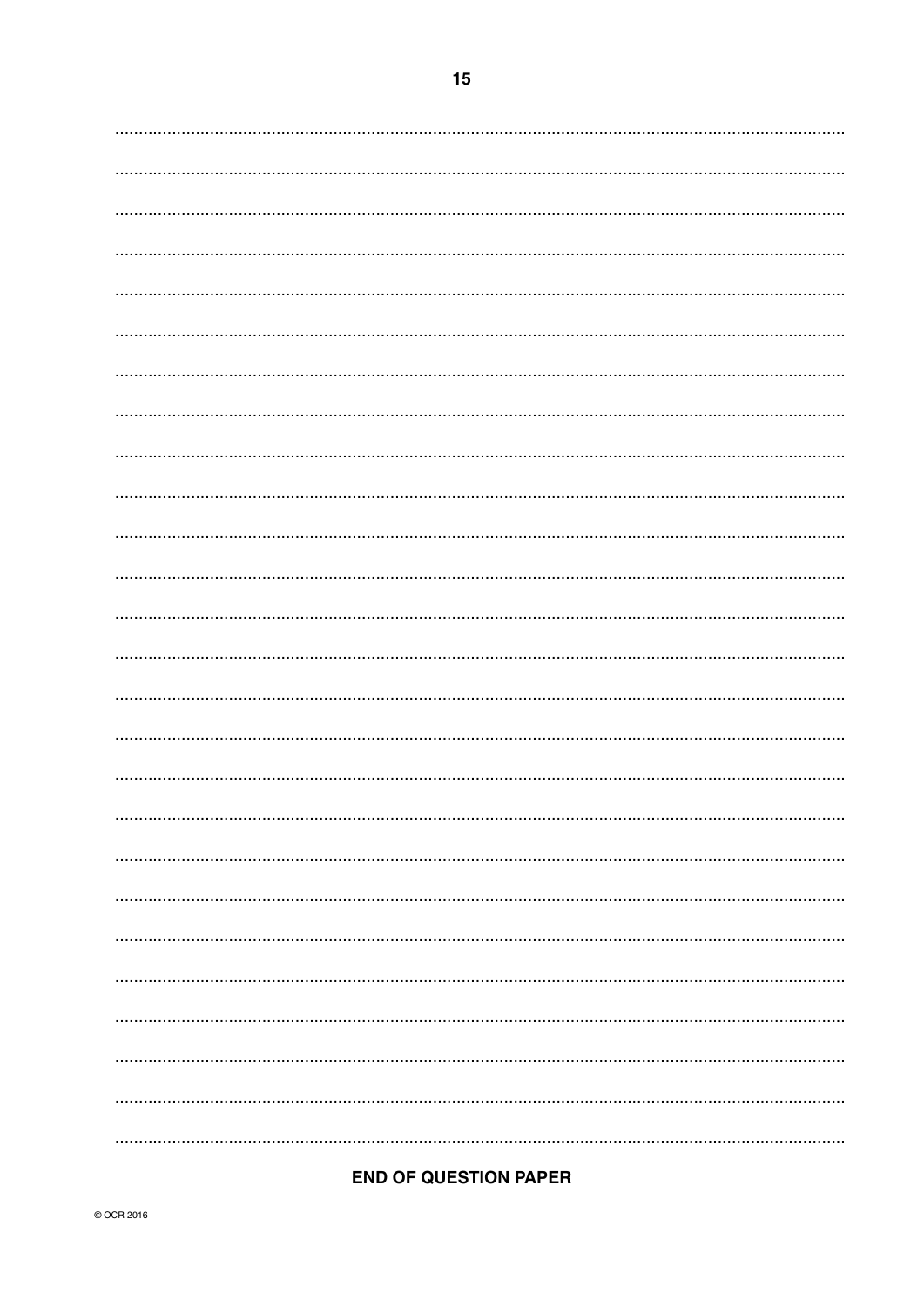**END OF QUESTION PAPER**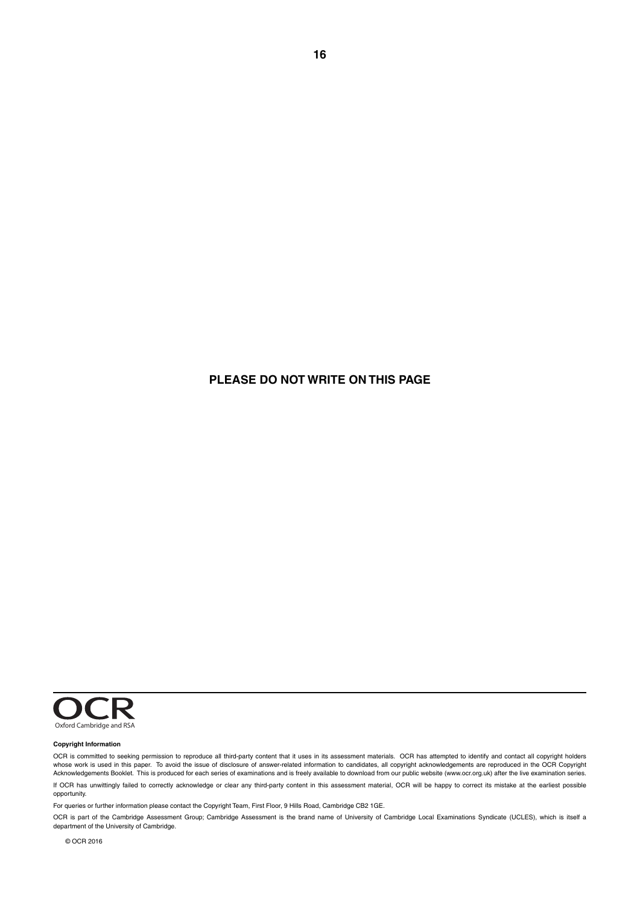**PLEASE DO NOT WRITE ON THIS PAGE**

OCR
Oxford Cambridge and RSA

**Copyright Information**

OCR is committed to seeking permission to reproduce all third-party content that it uses in its assessment materials. OCR has attempted to identify and contact all copyright holders whose work is used in this paper. To avoid the issue of disclosure of answer-related information to candidates, all copyright acknowledgements are reproduced in the OCR Copyright Acknowledgements Booklet. This is produced for each series of examinations and is freely available to download from our public website (www.ocr.org.uk) after the live examination series.

If OCR has unwittingly failed to correctly acknowledge or clear any third-party content in this assessment material, OCR will be happy to correct its mistake at the earliest possible opportunity.

For queries or further information please contact the Copyright Team, First Floor, 9 Hills Road, Cambridge CB2 1GE.

OCR is part of the Cambridge Assessment Group; Cambridge Assessment is the brand name of University of Cambridge Local Examinations Syndicate (UCLES), which is itself a department of the University of Cambridge.

© OCR 2016